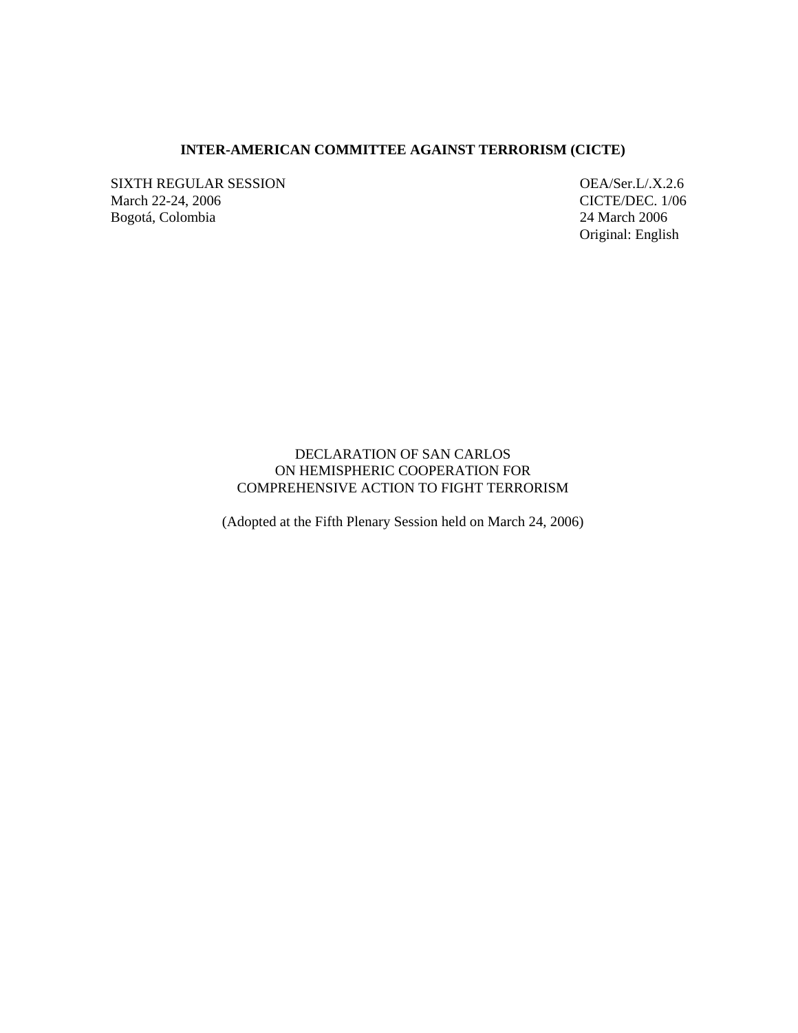**INTER-AMERICAN COMMITTEE AGAINST TERRORISM (CICTE)**

SIXTH REGULAR SESSION
March 22-24, 2006
Bogotá, Colombia

OEA/Ser.L/.X.2.6
CICTE/DEC. 1/06
24 March 2006
Original: English

DECLARATION OF SAN CARLOS
ON HEMISPHERIC COOPERATION FOR
COMPREHENSIVE ACTION TO FIGHT TERRORISM

(Adopted at the Fifth Plenary Session held on March 24, 2006)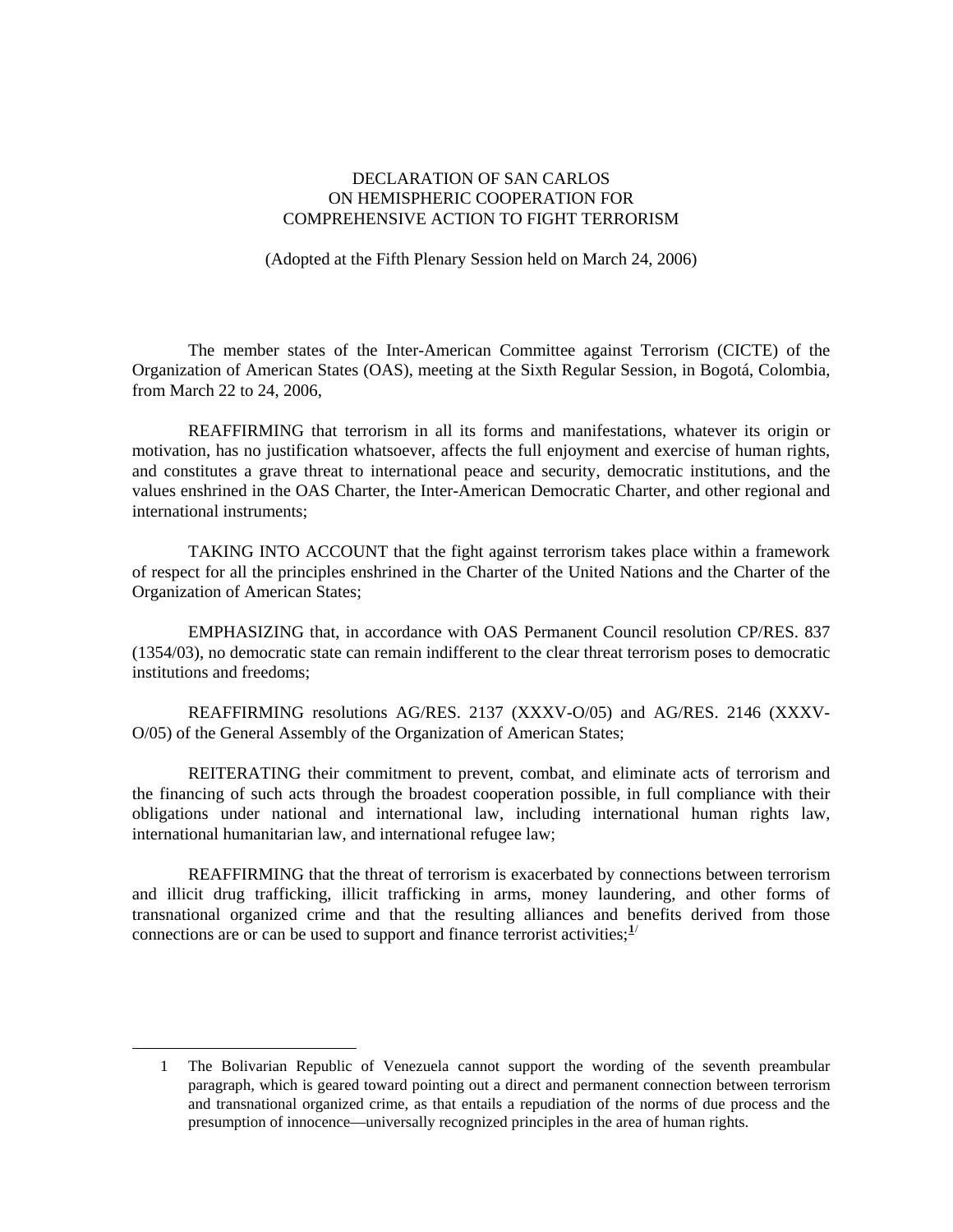# DECLARATION OF SAN CARLOS ON HEMISPHERIC COOPERATION FOR COMPREHENSIVE ACTION TO FIGHT TERRORISM

(Adopted at the Fifth Plenary Session held on March 24, 2006)

The member states of the Inter-American Committee against Terrorism (CICTE) of the Organization of American States (OAS), meeting at the Sixth Regular Session, in Bogotá, Colombia, from March 22 to 24, 2006,

REAFFIRMING that terrorism in all its forms and manifestations, whatever its origin or motivation, has no justification whatsoever, affects the full enjoyment and exercise of human rights, and constitutes a grave threat to international peace and security, democratic institutions, and the values enshrined in the OAS Charter, the Inter-American Democratic Charter, and other regional and international instruments;

TAKING INTO ACCOUNT that the fight against terrorism takes place within a framework of respect for all the principles enshrined in the Charter of the United Nations and the Charter of the Organization of American States;

EMPHASIZING that, in accordance with OAS Permanent Council resolution CP/RES. 837 (1354/03), no democratic state can remain indifferent to the clear threat terrorism poses to democratic institutions and freedoms;

REAFFIRMING resolutions AG/RES. 2137 (XXXV-O/05) and AG/RES. 2146 (XXXV-O/05) of the General Assembly of the Organization of American States;

REITERATING their commitment to prevent, combat, and eliminate acts of terrorism and the financing of such acts through the broadest cooperation possible, in full compliance with their obligations under national and international law, including international human rights law, international humanitarian law, and international refugee law;

REAFFIRMING that the threat of terrorism is exacerbated by connections between terrorism and illicit drug trafficking, illicit trafficking in arms, money laundering, and other forms of transnational organized crime and that the resulting alliances and benefits derived from those connections are or can be used to support and finance terrorist activities;[1]

---

1 The Bolivarian Republic of Venezuela cannot support the wording of the seventh preambular paragraph, which is geared toward pointing out a direct and permanent connection between terrorism and transnational organized crime, as that entails a repudiation of the norms of due process and the presumption of innocence—universally recognized principles in the area of human rights.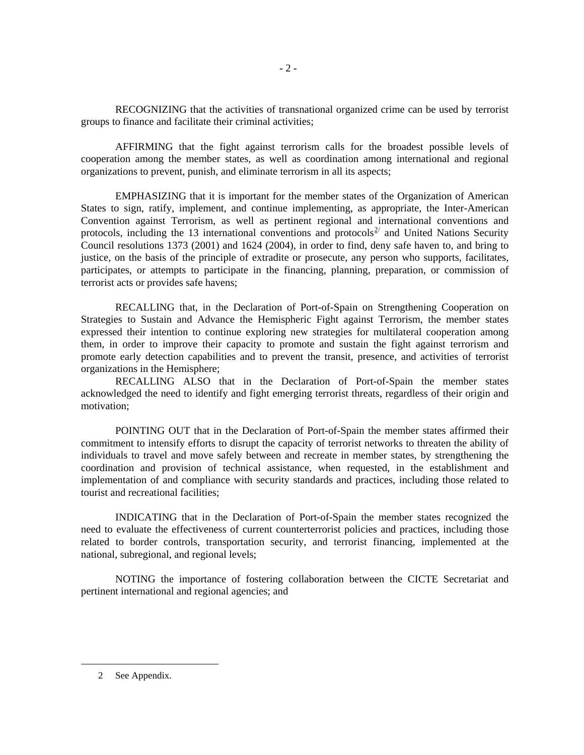RECOGNIZING that the activities of transnational organized crime can be used by terrorist groups to finance and facilitate their criminal activities;

AFFIRMING that the fight against terrorism calls for the broadest possible levels of cooperation among the member states, as well as coordination among international and regional organizations to prevent, punish, and eliminate terrorism in all its aspects;

EMPHASIZING that it is important for the member states of the Organization of American States to sign, ratify, implement, and continue implementing, as appropriate, the Inter-American Convention against Terrorism, as well as pertinent regional and international conventions and protocols, including the 13 international conventions and protocols[2/] and United Nations Security Council resolutions 1373 (2001) and 1624 (2004), in order to find, deny safe haven to, and bring to justice, on the basis of the principle of extradite or prosecute, any person who supports, facilitates, participates, or attempts to participate in the financing, planning, preparation, or commission of terrorist acts or provides safe havens;

RECALLING that, in the Declaration of Port-of-Spain on Strengthening Cooperation on Strategies to Sustain and Advance the Hemispheric Fight against Terrorism, the member states expressed their intention to continue exploring new strategies for multilateral cooperation among them, in order to improve their capacity to promote and sustain the fight against terrorism and promote early detection capabilities and to prevent the transit, presence, and activities of terrorist organizations in the Hemisphere;

RECALLING ALSO that in the Declaration of Port-of-Spain the member states acknowledged the need to identify and fight emerging terrorist threats, regardless of their origin and motivation;

POINTING OUT that in the Declaration of Port-of-Spain the member states affirmed their commitment to intensify efforts to disrupt the capacity of terrorist networks to threaten the ability of individuals to travel and move safely between and recreate in member states, by strengthening the coordination and provision of technical assistance, when requested, in the establishment and implementation of and compliance with security standards and practices, including those related to tourist and recreational facilities;

INDICATING that in the Declaration of Port-of-Spain the member states recognized the need to evaluate the effectiveness of current counterterrorist policies and practices, including those related to border controls, transportation security, and terrorist financing, implemented at the national, subregional, and regional levels;

NOTING the importance of fostering collaboration between the CICTE Secretariat and pertinent international and regional agencies; and

---

2 See Appendix.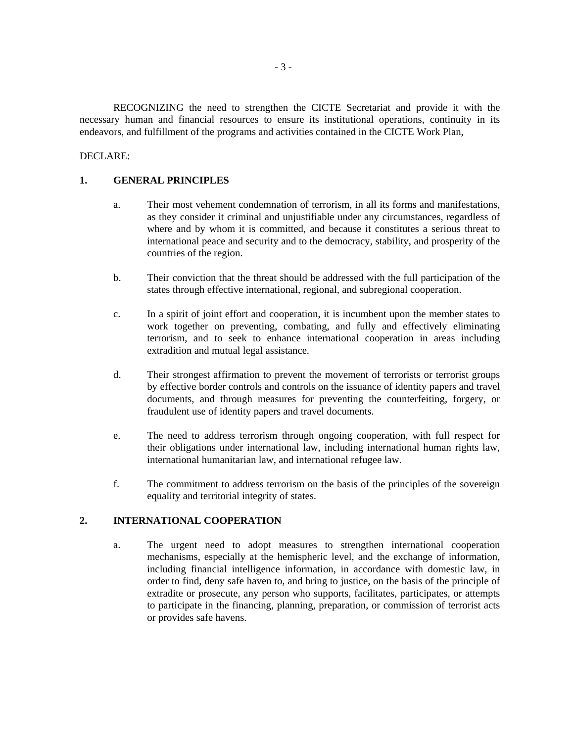RECOGNIZING the need to strengthen the CICTE Secretariat and provide it with the necessary human and financial resources to ensure its institutional operations, continuity in its endeavors, and fulfillment of the programs and activities contained in the CICTE Work Plan,

DECLARE:

## 1. GENERAL PRINCIPLES

a. Their most vehement condemnation of terrorism, in all its forms and manifestations, as they consider it criminal and unjustifiable under any circumstances, regardless of where and by whom it is committed, and because it constitutes a serious threat to international peace and security and to the democracy, stability, and prosperity of the countries of the region.

b. Their conviction that the threat should be addressed with the full participation of the states through effective international, regional, and subregional cooperation.

c. In a spirit of joint effort and cooperation, it is incumbent upon the member states to work together on preventing, combating, and fully and effectively eliminating terrorism, and to seek to enhance international cooperation in areas including extradition and mutual legal assistance.

d. Their strongest affirmation to prevent the movement of terrorists or terrorist groups by effective border controls and controls on the issuance of identity papers and travel documents, and through measures for preventing the counterfeiting, forgery, or fraudulent use of identity papers and travel documents.

e. The need to address terrorism through ongoing cooperation, with full respect for their obligations under international law, including international human rights law, international humanitarian law, and international refugee law.

f. The commitment to address terrorism on the basis of the principles of the sovereign equality and territorial integrity of states.

## 2. INTERNATIONAL COOPERATION

a. The urgent need to adopt measures to strengthen international cooperation mechanisms, especially at the hemispheric level, and the exchange of information, including financial intelligence information, in accordance with domestic law, in order to find, deny safe haven to, and bring to justice, on the basis of the principle of extradite or prosecute, any person who supports, facilitates, participates, or attempts to participate in the financing, planning, preparation, or commission of terrorist acts or provides safe havens.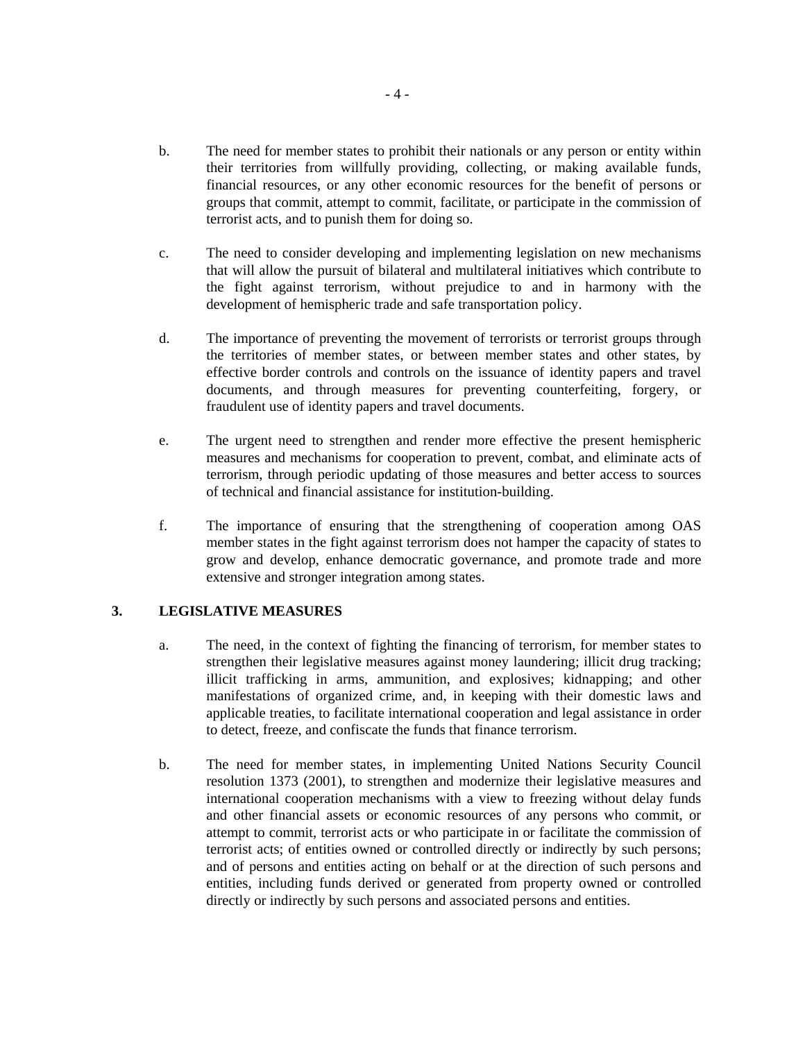b. The need for member states to prohibit their nationals or any person or entity within their territories from willfully providing, collecting, or making available funds, financial resources, or any other economic resources for the benefit of persons or groups that commit, attempt to commit, facilitate, or participate in the commission of terrorist acts, and to punish them for doing so.

c. The need to consider developing and implementing legislation on new mechanisms that will allow the pursuit of bilateral and multilateral initiatives which contribute to the fight against terrorism, without prejudice to and in harmony with the development of hemispheric trade and safe transportation policy.

d. The importance of preventing the movement of terrorists or terrorist groups through the territories of member states, or between member states and other states, by effective border controls and controls on the issuance of identity papers and travel documents, and through measures for preventing counterfeiting, forgery, or fraudulent use of identity papers and travel documents.

e. The urgent need to strengthen and render more effective the present hemispheric measures and mechanisms for cooperation to prevent, combat, and eliminate acts of terrorism, through periodic updating of those measures and better access to sources of technical and financial assistance for institution-building.

f. The importance of ensuring that the strengthening of cooperation among OAS member states in the fight against terrorism does not hamper the capacity of states to grow and develop, enhance democratic governance, and promote trade and more extensive and stronger integration among states.

## 3. LEGISLATIVE MEASURES

a. The need, in the context of fighting the financing of terrorism, for member states to strengthen their legislative measures against money laundering; illicit drug tracking; illicit trafficking in arms, ammunition, and explosives; kidnapping; and other manifestations of organized crime, and, in keeping with their domestic laws and applicable treaties, to facilitate international cooperation and legal assistance in order to detect, freeze, and confiscate the funds that finance terrorism.

b. The need for member states, in implementing United Nations Security Council resolution 1373 (2001), to strengthen and modernize their legislative measures and international cooperation mechanisms with a view to freezing without delay funds and other financial assets or economic resources of any persons who commit, or attempt to commit, terrorist acts or who participate in or facilitate the commission of terrorist acts; of entities owned or controlled directly or indirectly by such persons; and of persons and entities acting on behalf or at the direction of such persons and entities, including funds derived or generated from property owned or controlled directly or indirectly by such persons and associated persons and entities.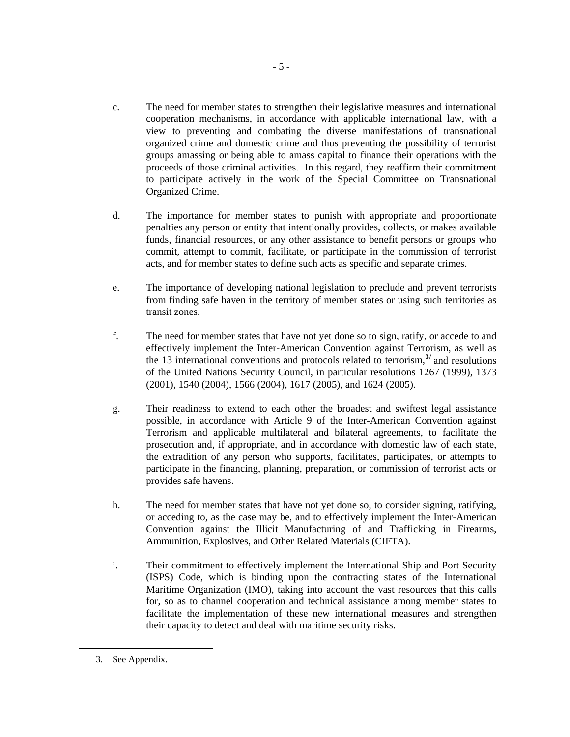c. The need for member states to strengthen their legislative measures and international cooperation mechanisms, in accordance with applicable international law, with a view to preventing and combating the diverse manifestations of transnational organized crime and domestic crime and thus preventing the possibility of terrorist groups amassing or being able to amass capital to finance their operations with the proceeds of those criminal activities. In this regard, they reaffirm their commitment to participate actively in the work of the Special Committee on Transnational Organized Crime.

d. The importance for member states to punish with appropriate and proportionate penalties any person or entity that intentionally provides, collects, or makes available funds, financial resources, or any other assistance to benefit persons or groups who commit, attempt to commit, facilitate, or participate in the commission of terrorist acts, and for member states to define such acts as specific and separate crimes.

e. The importance of developing national legislation to preclude and prevent terrorists from finding safe haven in the territory of member states or using such territories as transit zones.

f. The need for member states that have not yet done so to sign, ratify, or accede to and effectively implement the Inter-American Convention against Terrorism, as well as the 13 international conventions and protocols related to terrorism,[3/] and resolutions of the United Nations Security Council, in particular resolutions 1267 (1999), 1373 (2001), 1540 (2004), 1566 (2004), 1617 (2005), and 1624 (2005).

g. Their readiness to extend to each other the broadest and swiftest legal assistance possible, in accordance with Article 9 of the Inter-American Convention against Terrorism and applicable multilateral and bilateral agreements, to facilitate the prosecution and, if appropriate, and in accordance with domestic law of each state, the extradition of any person who supports, facilitates, participates, or attempts to participate in the financing, planning, preparation, or commission of terrorist acts or provides safe havens.

h. The need for member states that have not yet done so, to consider signing, ratifying, or acceding to, as the case may be, and to effectively implement the Inter-American Convention against the Illicit Manufacturing of and Trafficking in Firearms, Ammunition, Explosives, and Other Related Materials (CIFTA).

i. Their commitment to effectively implement the International Ship and Port Security (ISPS) Code, which is binding upon the contracting states of the International Maritime Organization (IMO), taking into account the vast resources that this calls for, so as to channel cooperation and technical assistance among member states to facilitate the implementation of these new international measures and strengthen their capacity to detect and deal with maritime security risks.

---

3. See Appendix.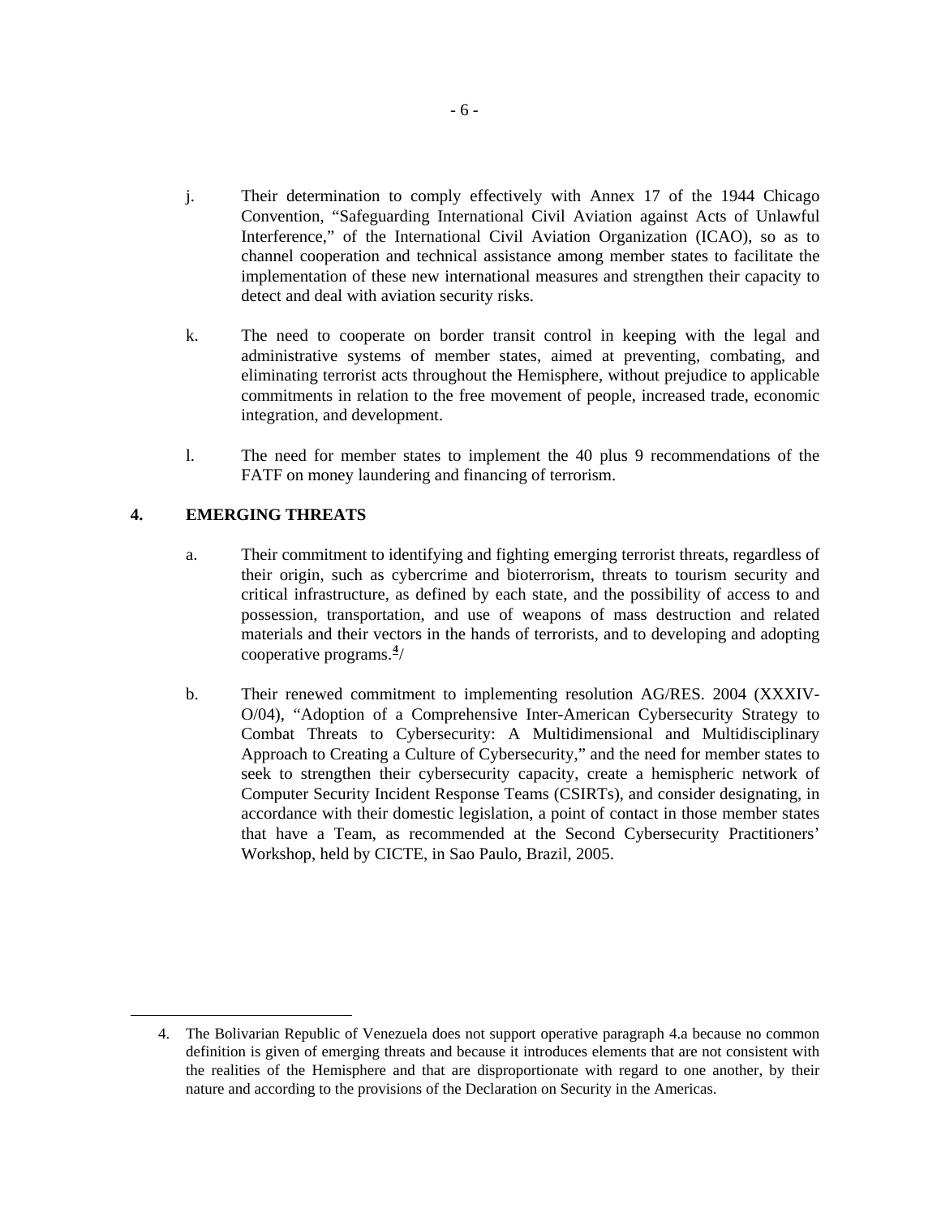j. Their determination to comply effectively with Annex 17 of the 1944 Chicago Convention, "Safeguarding International Civil Aviation against Acts of Unlawful Interference," of the International Civil Aviation Organization (ICAO), so as to channel cooperation and technical assistance among member states to facilitate the implementation of these new international measures and strengthen their capacity to detect and deal with aviation security risks.

k. The need to cooperate on border transit control in keeping with the legal and administrative systems of member states, aimed at preventing, combating, and eliminating terrorist acts throughout the Hemisphere, without prejudice to applicable commitments in relation to the free movement of people, increased trade, economic integration, and development.

l. The need for member states to implement the 40 plus 9 recommendations of the FATF on money laundering and financing of terrorism.

## 4. EMERGING THREATS

a. Their commitment to identifying and fighting emerging terrorist threats, regardless of their origin, such as cybercrime and bioterrorism, threats to tourism security and critical infrastructure, as defined by each state, and the possibility of access to and possession, transportation, and use of weapons of mass destruction and related materials and their vectors in the hands of terrorists, and to developing and adopting cooperative programs.[4]/

b. Their renewed commitment to implementing resolution AG/RES. 2004 (XXXIV-O/04), "Adoption of a Comprehensive Inter-American Cybersecurity Strategy to Combat Threats to Cybersecurity: A Multidimensional and Multidisciplinary Approach to Creating a Culture of Cybersecurity," and the need for member states to seek to strengthen their cybersecurity capacity, create a hemispheric network of Computer Security Incident Response Teams (CSIRTs), and consider designating, in accordance with their domestic legislation, a point of contact in those member states that have a Team, as recommended at the Second Cybersecurity Practitioners' Workshop, held by CICTE, in Sao Paulo, Brazil, 2005.

---

4. The Bolivarian Republic of Venezuela does not support operative paragraph 4.a because no common definition is given of emerging threats and because it introduces elements that are not consistent with the realities of the Hemisphere and that are disproportionate with regard to one another, by their nature and according to the provisions of the Declaration on Security in the Americas.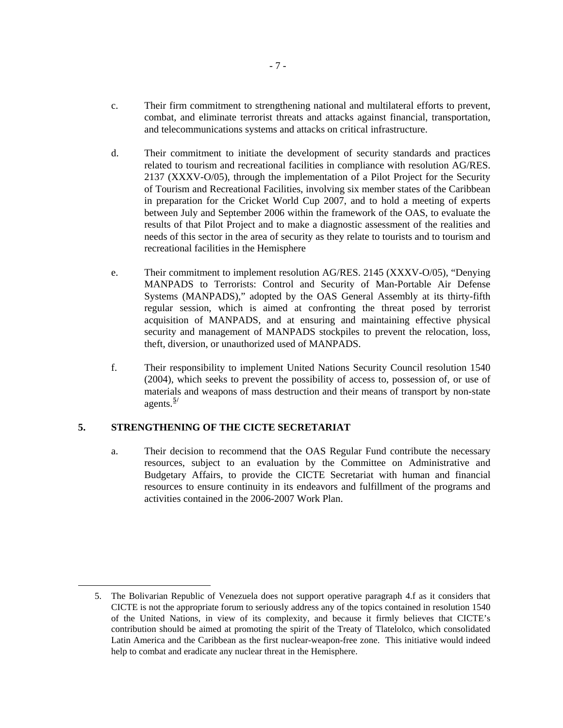c. Their firm commitment to strengthening national and multilateral efforts to prevent, combat, and eliminate terrorist threats and attacks against financial, transportation, and telecommunications systems and attacks on critical infrastructure.

d. Their commitment to initiate the development of security standards and practices related to tourism and recreational facilities in compliance with resolution AG/RES. 2137 (XXXV-O/05), through the implementation of a Pilot Project for the Security of Tourism and Recreational Facilities, involving six member states of the Caribbean in preparation for the Cricket World Cup 2007, and to hold a meeting of experts between July and September 2006 within the framework of the OAS, to evaluate the results of that Pilot Project and to make a diagnostic assessment of the realities and needs of this sector in the area of security as they relate to tourists and to tourism and recreational facilities in the Hemisphere

e. Their commitment to implement resolution AG/RES. 2145 (XXXV-O/05), "Denying MANPADS to Terrorists: Control and Security of Man-Portable Air Defense Systems (MANPADS)," adopted by the OAS General Assembly at its thirty-fifth regular session, which is aimed at confronting the threat posed by terrorist acquisition of MANPADS, and at ensuring and maintaining effective physical security and management of MANPADS stockpiles to prevent the relocation, loss, theft, diversion, or unauthorized used of MANPADS.

f. Their responsibility to implement United Nations Security Council resolution 1540 (2004), which seeks to prevent the possibility of access to, possession of, or use of materials and weapons of mass destruction and their means of transport by non-state agents.[5/]

## 5. STRENGTHENING OF THE CICTE SECRETARIAT

a. Their decision to recommend that the OAS Regular Fund contribute the necessary resources, subject to an evaluation by the Committee on Administrative and Budgetary Affairs, to provide the CICTE Secretariat with human and financial resources to ensure continuity in its endeavors and fulfillment of the programs and activities contained in the 2006-2007 Work Plan.

---

5. The Bolivarian Republic of Venezuela does not support operative paragraph 4.f as it considers that CICTE is not the appropriate forum to seriously address any of the topics contained in resolution 1540 of the United Nations, in view of its complexity, and because it firmly believes that CICTE's contribution should be aimed at promoting the spirit of the Treaty of Tlatelolco, which consolidated Latin America and the Caribbean as the first nuclear-weapon-free zone. This initiative would indeed help to combat and eradicate any nuclear threat in the Hemisphere.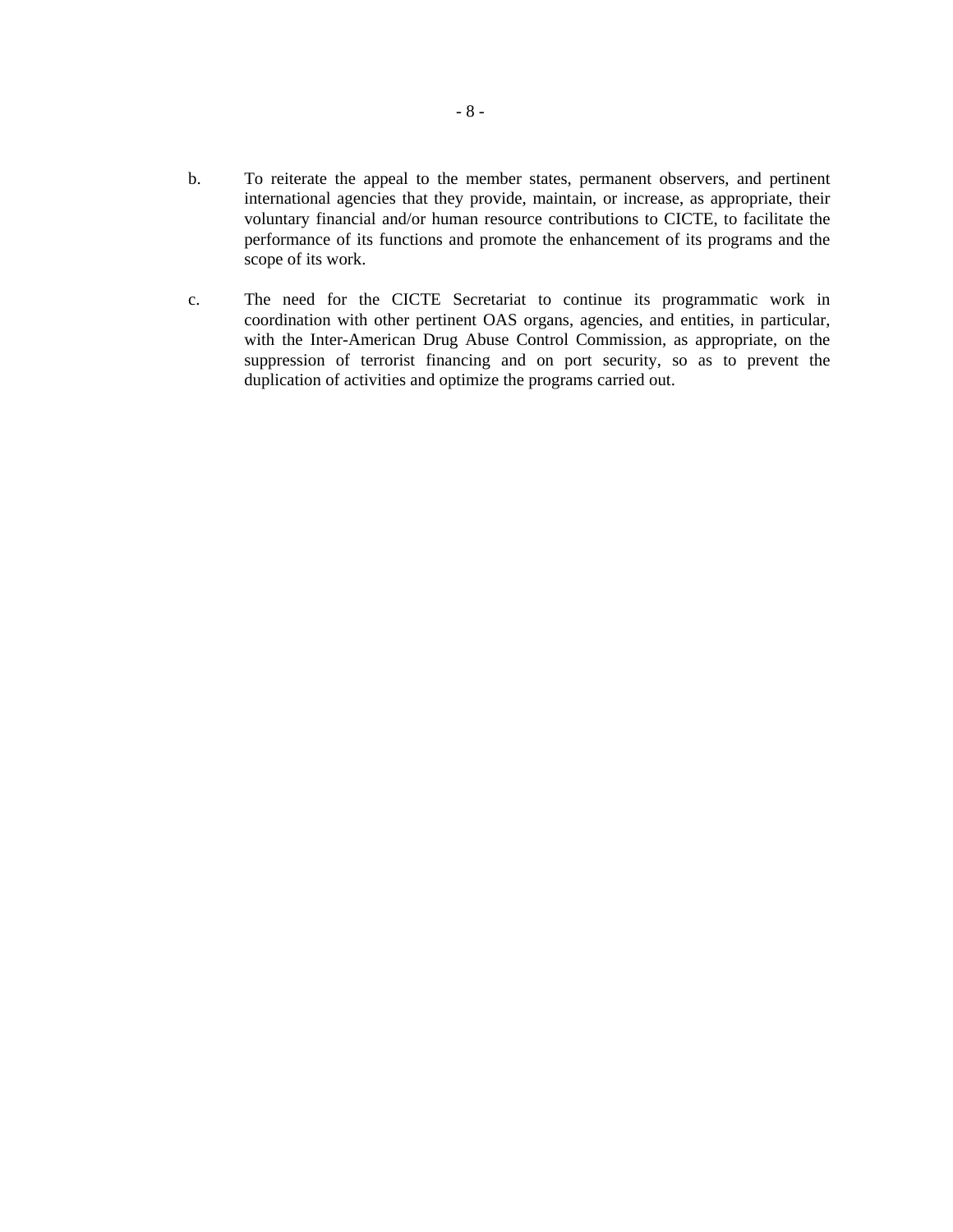b. To reiterate the appeal to the member states, permanent observers, and pertinent international agencies that they provide, maintain, or increase, as appropriate, their voluntary financial and/or human resource contributions to CICTE, to facilitate the performance of its functions and promote the enhancement of its programs and the scope of its work.

c. The need for the CICTE Secretariat to continue its programmatic work in coordination with other pertinent OAS organs, agencies, and entities, in particular, with the Inter-American Drug Abuse Control Commission, as appropriate, on the suppression of terrorist financing and on port security, so as to prevent the duplication of activities and optimize the programs carried out.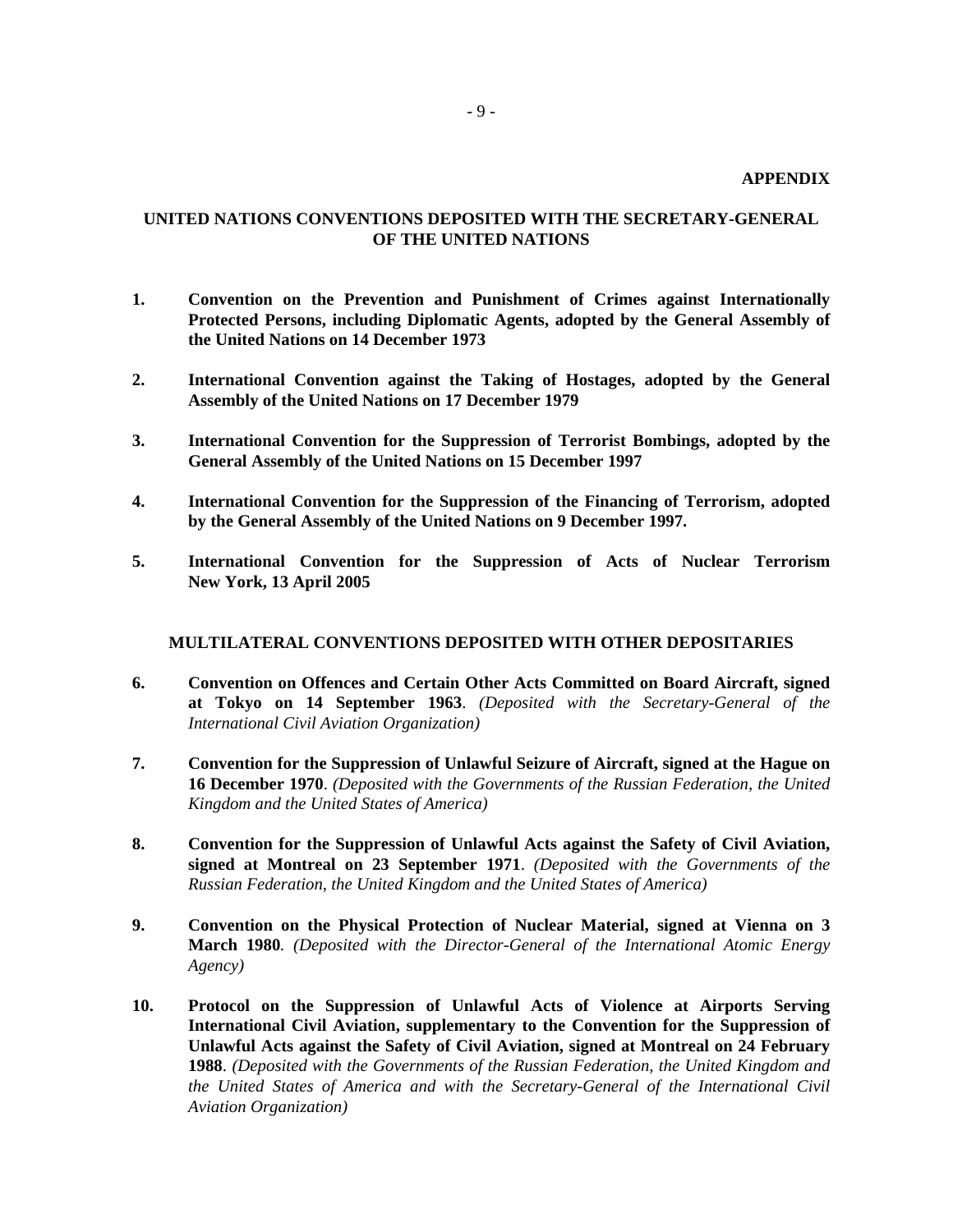**APPENDIX**

## UNITED NATIONS CONVENTIONS DEPOSITED WITH THE SECRETARY-GENERAL OF THE UNITED NATIONS

1. **Convention on the Prevention and Punishment of Crimes against Internationally Protected Persons, including Diplomatic Agents, adopted by the General Assembly of the United Nations on 14 December 1973**

2. **International Convention against the Taking of Hostages, adopted by the General Assembly of the United Nations on 17 December 1979**

3. **International Convention for the Suppression of Terrorist Bombings, adopted by the General Assembly of the United Nations on 15 December 1997**

4. **International Convention for the Suppression of the Financing of Terrorism, adopted by the General Assembly of the United Nations on 9 December 1997.**

5. **International Convention for the Suppression of Acts of Nuclear Terrorism New York, 13 April 2005**

## MULTILATERAL CONVENTIONS DEPOSITED WITH OTHER DEPOSITARIES

6. **Convention on Offences and Certain Other Acts Committed on Board Aircraft, signed at Tokyo on 14 September 1963**. *(Deposited with the Secretary-General of the International Civil Aviation Organization)*

7. **Convention for the Suppression of Unlawful Seizure of Aircraft, signed at the Hague on 16 December 1970**. *(Deposited with the Governments of the Russian Federation, the United Kingdom and the United States of America)*

8. **Convention for the Suppression of Unlawful Acts against the Safety of Civil Aviation, signed at Montreal on 23 September 1971**. *(Deposited with the Governments of the Russian Federation, the United Kingdom and the United States of America)*

9. **Convention on the Physical Protection of Nuclear Material, signed at Vienna on 3 March 1980**. *(Deposited with the Director-General of the International Atomic Energy Agency)*

10. **Protocol on the Suppression of Unlawful Acts of Violence at Airports Serving International Civil Aviation, supplementary to the Convention for the Suppression of Unlawful Acts against the Safety of Civil Aviation, signed at Montreal on 24 February 1988**. *(Deposited with the Governments of the Russian Federation, the United Kingdom and the United States of America and with the Secretary-General of the International Civil Aviation Organization)*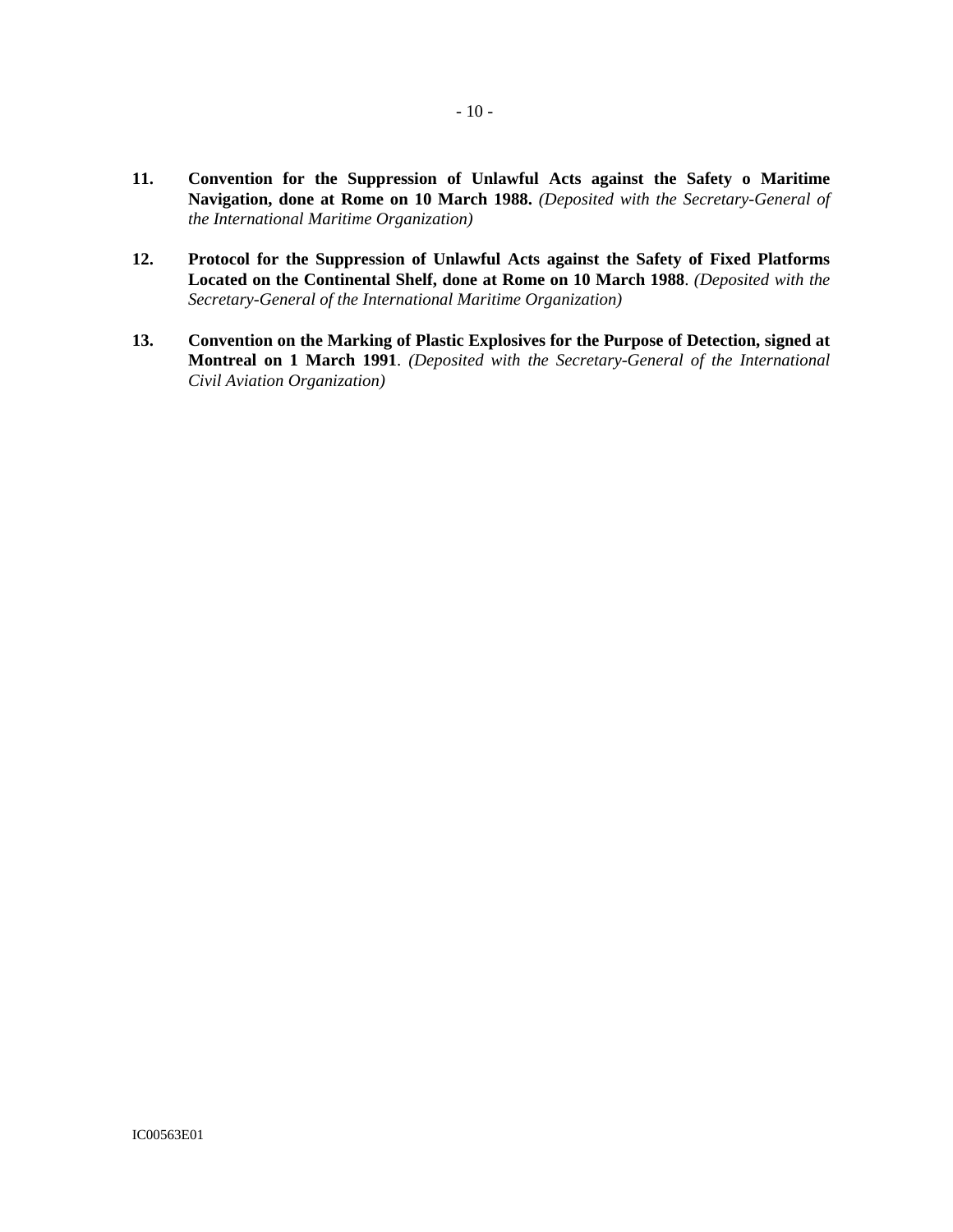11. **Convention for the Suppression of Unlawful Acts against the Safety o Maritime Navigation, done at Rome on 10 March 1988.** *(Deposited with the Secretary-General of the International Maritime Organization)*

12. **Protocol for the Suppression of Unlawful Acts against the Safety of Fixed Platforms Located on the Continental Shelf, done at Rome on 10 March 1988**. *(Deposited with the Secretary-General of the International Maritime Organization)*

13. **Convention on the Marking of Plastic Explosives for the Purpose of Detection, signed at Montreal on 1 March 1991**. *(Deposited with the Secretary-General of the International Civil Aviation Organization)*